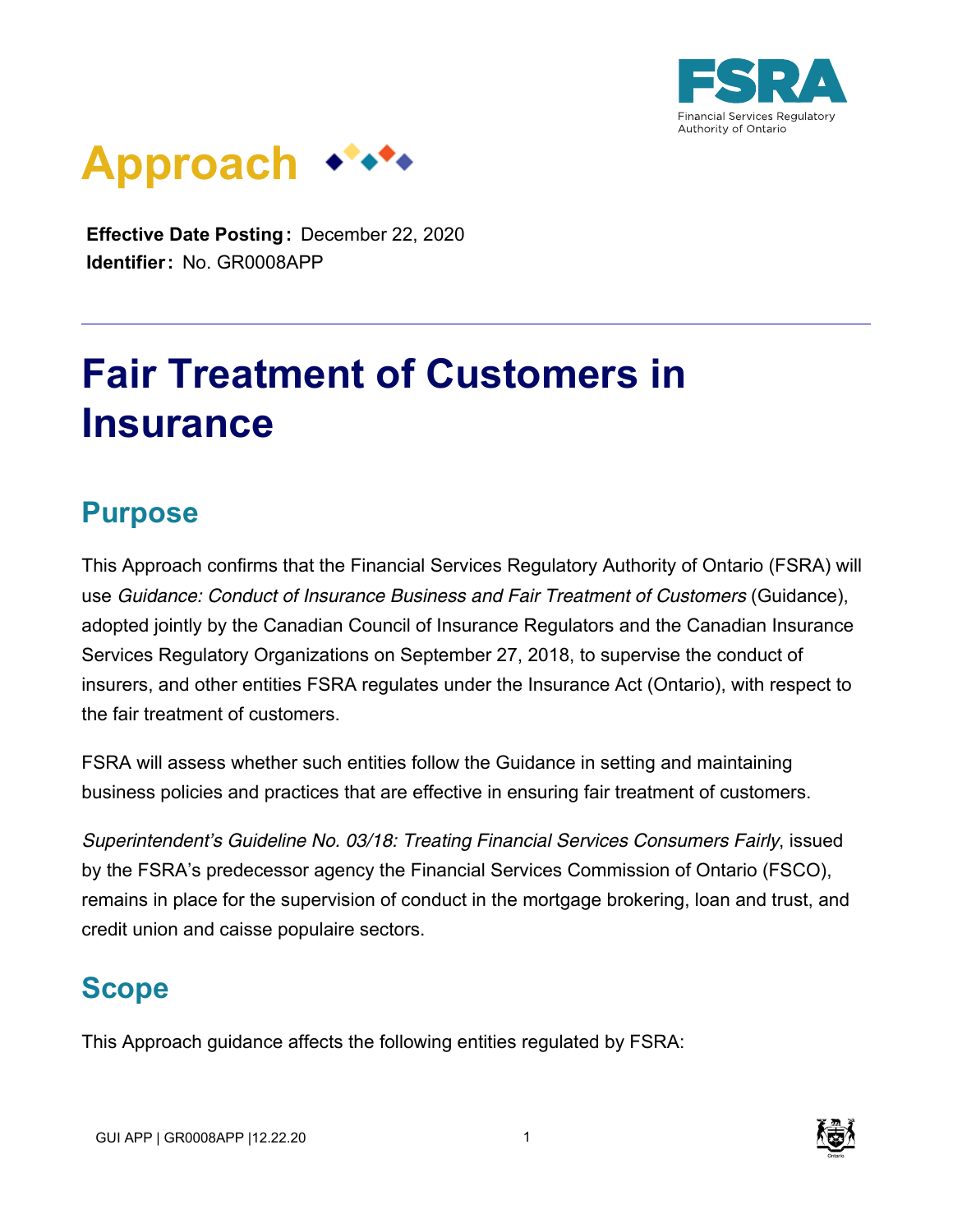# Approach

**Effective Date Posting:** December 22, 2020
**Identifier:** No. GR0008APP

---

# Fair Treatment of Customers in Insurance

## Purpose

This Approach confirms that the Financial Services Regulatory Authority of Ontario (FSRA) will use *Guidance: Conduct of Insurance Business and Fair Treatment of Customers* (Guidance), adopted jointly by the Canadian Council of Insurance Regulators and the Canadian Insurance Services Regulatory Organizations on September 27, 2018, to supervise the conduct of insurers, and other entities FSRA regulates under the Insurance Act (Ontario), with respect to the fair treatment of customers.

FSRA will assess whether such entities follow the Guidance in setting and maintaining business policies and practices that are effective in ensuring fair treatment of customers.

*Superintendent's Guideline No. 03/18: Treating Financial Services Consumers Fairly*, issued by the FSRA's predecessor agency the Financial Services Commission of Ontario (FSCO), remains in place for the supervision of conduct in the mortgage brokering, loan and trust, and credit union and caisse populaire sectors.

## Scope

This Approach guidance affects the following entities regulated by FSRA: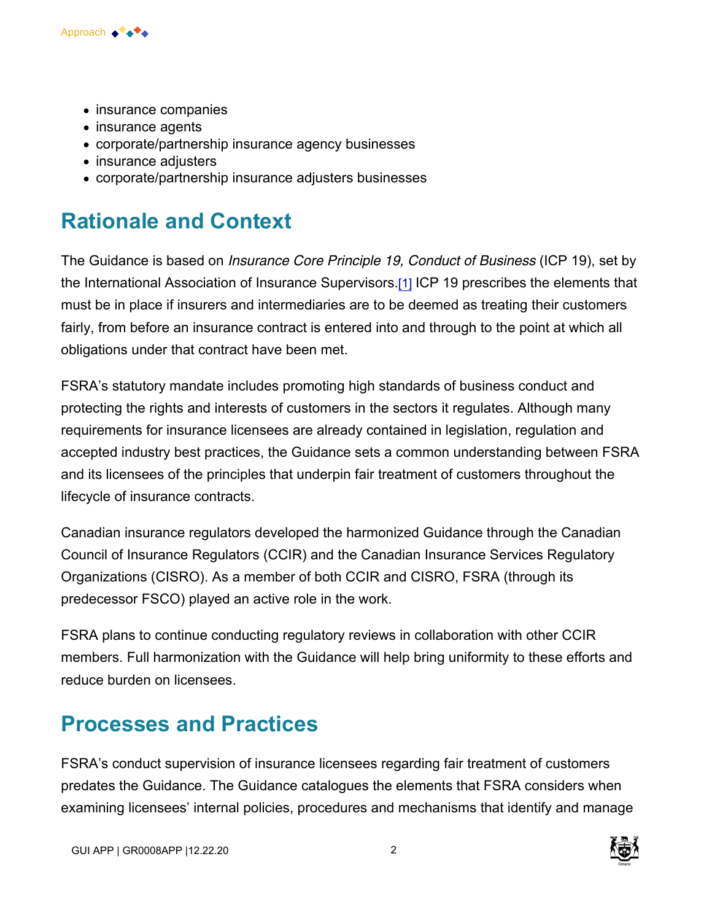- insurance companies
- insurance agents
- corporate/partnership insurance agency businesses
- insurance adjusters
- corporate/partnership insurance adjusters businesses

## Rationale and Context

The Guidance is based on *Insurance Core Principle 19, Conduct of Business* (ICP 19), set by the International Association of Insurance Supervisors.[1] ICP 19 prescribes the elements that must be in place if insurers and intermediaries are to be deemed as treating their customers fairly, from before an insurance contract is entered into and through to the point at which all obligations under that contract have been met.

FSRA's statutory mandate includes promoting high standards of business conduct and protecting the rights and interests of customers in the sectors it regulates. Although many requirements for insurance licensees are already contained in legislation, regulation and accepted industry best practices, the Guidance sets a common understanding between FSRA and its licensees of the principles that underpin fair treatment of customers throughout the lifecycle of insurance contracts.

Canadian insurance regulators developed the harmonized Guidance through the Canadian Council of Insurance Regulators (CCIR) and the Canadian Insurance Services Regulatory Organizations (CISRO). As a member of both CCIR and CISRO, FSRA (through its predecessor FSCO) played an active role in the work.

FSRA plans to continue conducting regulatory reviews in collaboration with other CCIR members. Full harmonization with the Guidance will help bring uniformity to these efforts and reduce burden on licensees.

## Processes and Practices

FSRA's conduct supervision of insurance licensees regarding fair treatment of customers predates the Guidance. The Guidance catalogues the elements that FSRA considers when examining licensees' internal policies, procedures and mechanisms that identify and manage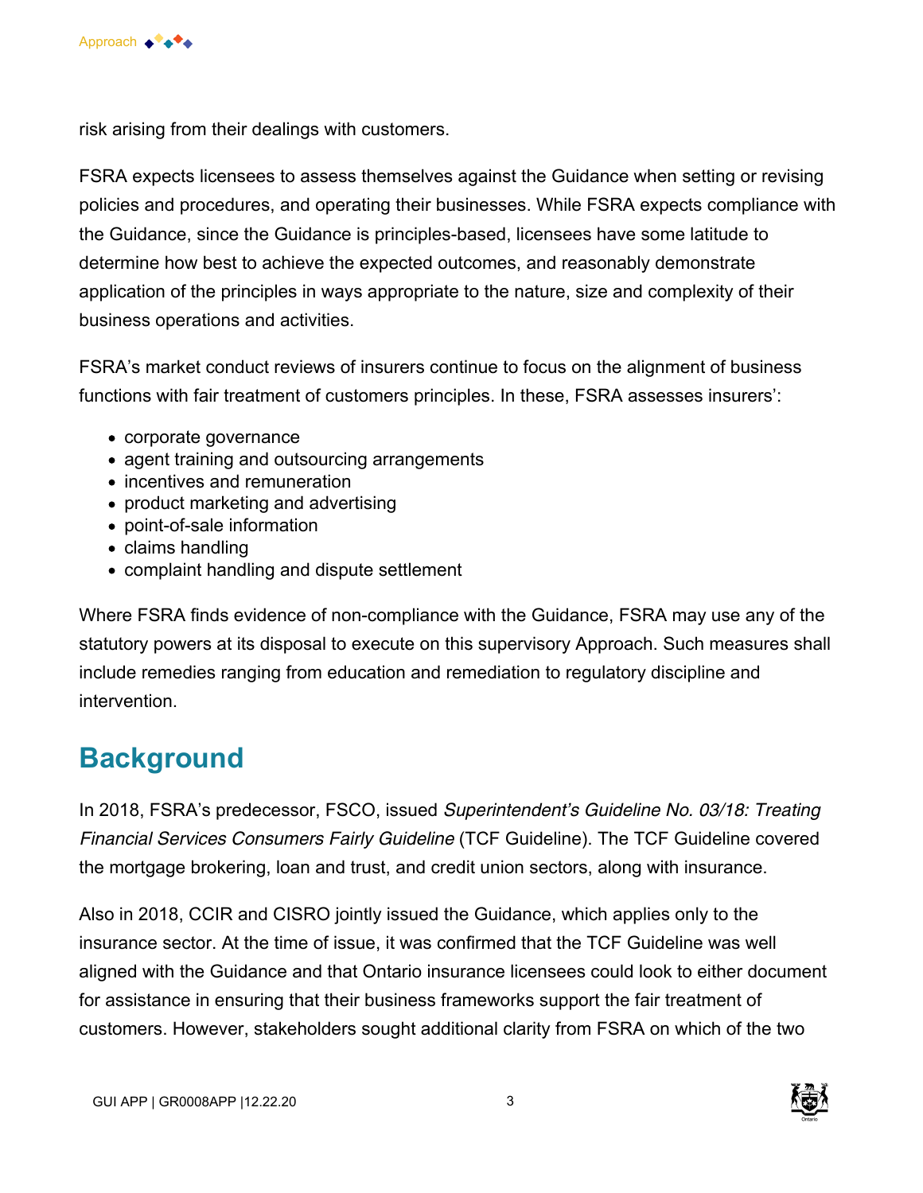risk arising from their dealings with customers.

FSRA expects licensees to assess themselves against the Guidance when setting or revising policies and procedures, and operating their businesses. While FSRA expects compliance with the Guidance, since the Guidance is principles-based, licensees have some latitude to determine how best to achieve the expected outcomes, and reasonably demonstrate application of the principles in ways appropriate to the nature, size and complexity of their business operations and activities.

FSRA's market conduct reviews of insurers continue to focus on the alignment of business functions with fair treatment of customers principles. In these, FSRA assesses insurers':

- corporate governance
- agent training and outsourcing arrangements
- incentives and remuneration
- product marketing and advertising
- point-of-sale information
- claims handling
- complaint handling and dispute settlement

Where FSRA finds evidence of non-compliance with the Guidance, FSRA may use any of the statutory powers at its disposal to execute on this supervisory Approach. Such measures shall include remedies ranging from education and remediation to regulatory discipline and intervention.

## Background

In 2018, FSRA's predecessor, FSCO, issued *Superintendent's Guideline No. 03/18: Treating Financial Services Consumers Fairly Guideline* (TCF Guideline). The TCF Guideline covered the mortgage brokering, loan and trust, and credit union sectors, along with insurance.

Also in 2018, CCIR and CISRO jointly issued the Guidance, which applies only to the insurance sector. At the time of issue, it was confirmed that the TCF Guideline was well aligned with the Guidance and that Ontario insurance licensees could look to either document for assistance in ensuring that their business frameworks support the fair treatment of customers. However, stakeholders sought additional clarity from FSRA on which of the two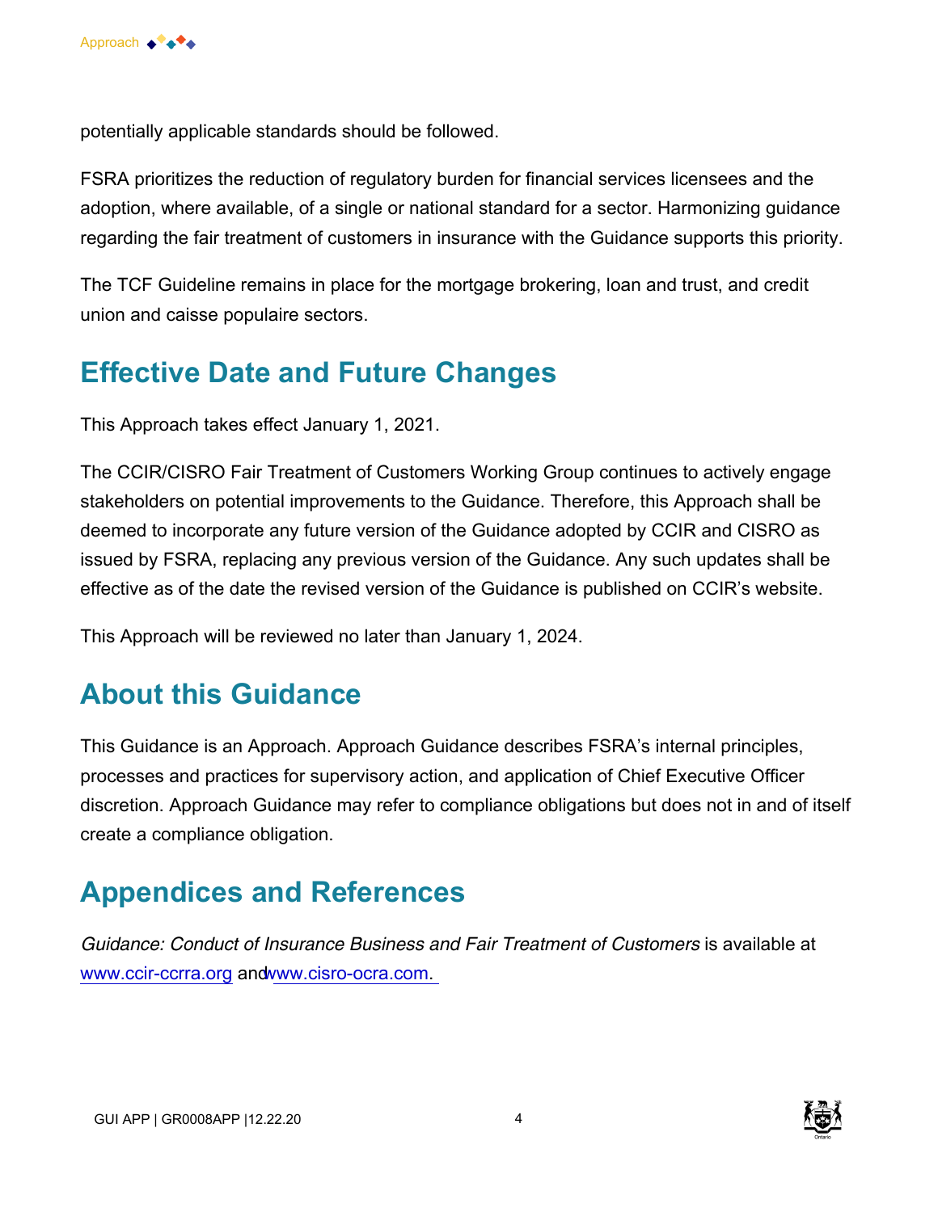potentially applicable standards should be followed.

FSRA prioritizes the reduction of regulatory burden for financial services licensees and the adoption, where available, of a single or national standard for a sector. Harmonizing guidance regarding the fair treatment of customers in insurance with the Guidance supports this priority.

The TCF Guideline remains in place for the mortgage brokering, loan and trust, and credit union and caisse populaire sectors.

## Effective Date and Future Changes

This Approach takes effect January 1, 2021.

The CCIR/CISRO Fair Treatment of Customers Working Group continues to actively engage stakeholders on potential improvements to the Guidance. Therefore, this Approach shall be deemed to incorporate any future version of the Guidance adopted by CCIR and CISRO as issued by FSRA, replacing any previous version of the Guidance. Any such updates shall be effective as of the date the revised version of the Guidance is published on CCIR's website.

This Approach will be reviewed no later than January 1, 2024.

## About this Guidance

This Guidance is an Approach. Approach Guidance describes FSRA's internal principles, processes and practices for supervisory action, and application of Chief Executive Officer discretion. Approach Guidance may refer to compliance obligations but does not in and of itself create a compliance obligation.

## Appendices and References

*Guidance: Conduct of Insurance Business and Fair Treatment of Customers* is available at www.ccir-ccrra.org and www.cisro-ocra.com.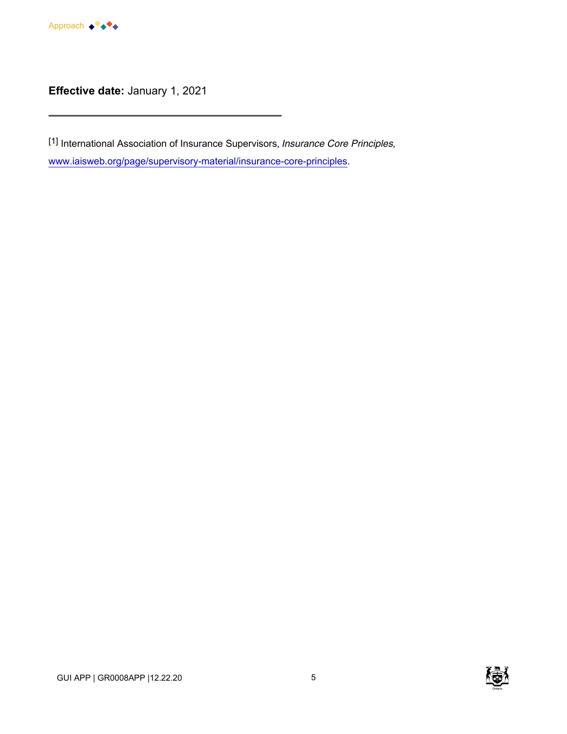**Effective date:** January 1, 2021

---

[1] International Association of Insurance Supervisors, *Insurance Core Principles,* www.iaisweb.org/page/supervisory-material/insurance-core-principles.